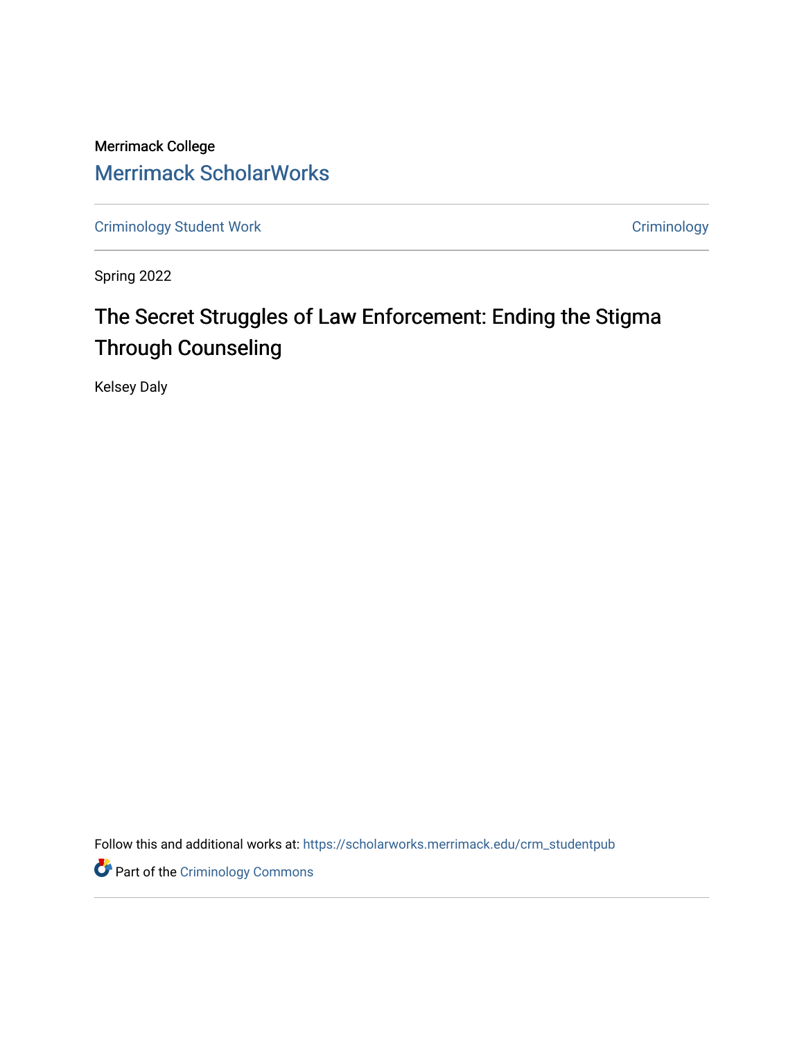Merrimack College

Merrimack ScholarWorks

Criminology Student Work

Criminology

Spring 2022

# The Secret Struggles of Law Enforcement: Ending the Stigma Through Counseling

Kelsey Daly

Follow this and additional works at: https://scholarworks.merrimack.edu/crm_studentpub

Part of the Criminology Commons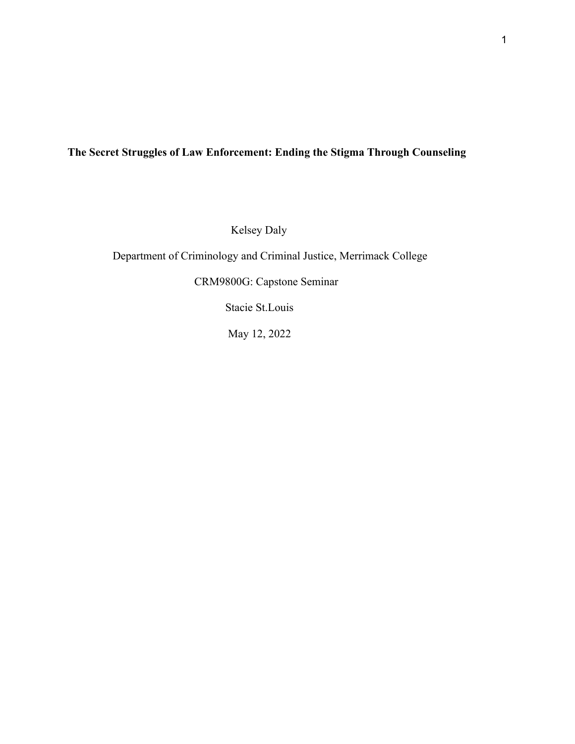**The Secret Struggles of Law Enforcement: Ending the Stigma Through Counseling**

Kelsey Daly

Department of Criminology and Criminal Justice, Merrimack College

CRM9800G: Capstone Seminar

Stacie St.Louis

May 12, 2022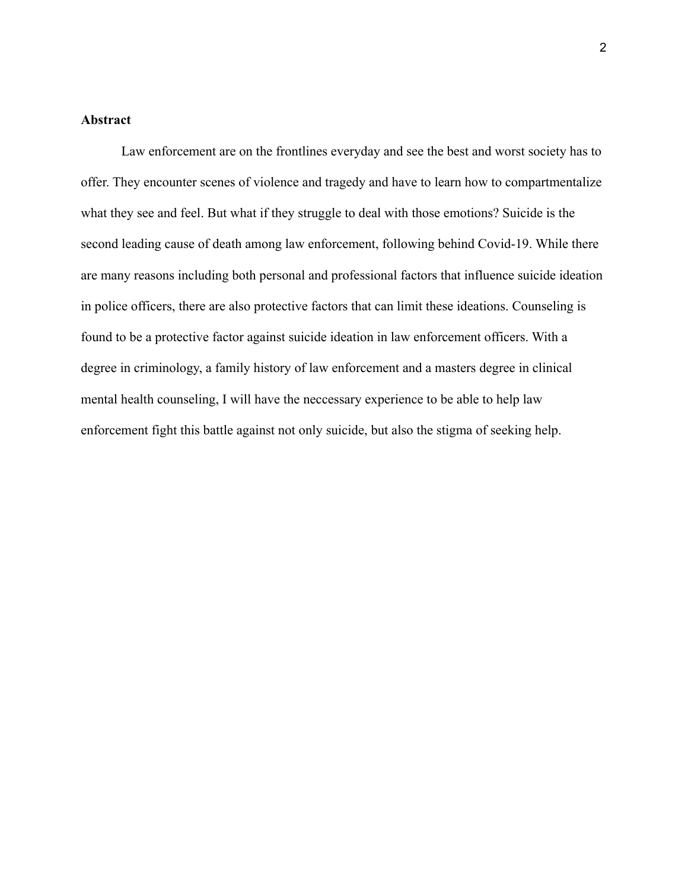**Abstract**

Law enforcement are on the frontlines everyday and see the best and worst society has to offer. They encounter scenes of violence and tragedy and have to learn how to compartmentalize what they see and feel. But what if they struggle to deal with those emotions? Suicide is the second leading cause of death among law enforcement, following behind Covid-19. While there are many reasons including both personal and professional factors that influence suicide ideation in police officers, there are also protective factors that can limit these ideations. Counseling is found to be a protective factor against suicide ideation in law enforcement officers. With a degree in criminology, a family history of law enforcement and a masters degree in clinical mental health counseling, I will have the neccessary experience to be able to help law enforcement fight this battle against not only suicide, but also the stigma of seeking help.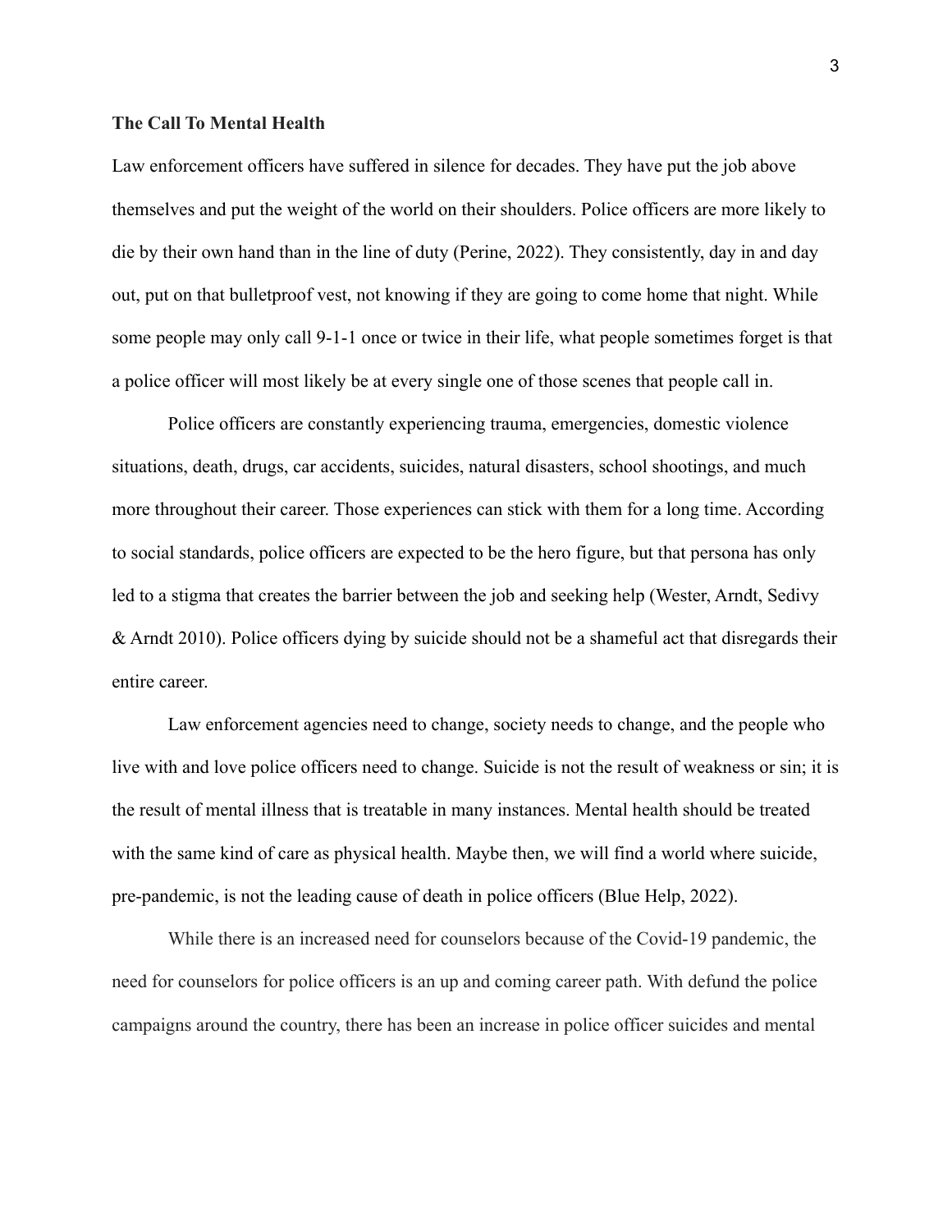**The Call To Mental Health**

Law enforcement officers have suffered in silence for decades. They have put the job above themselves and put the weight of the world on their shoulders. Police officers are more likely to die by their own hand than in the line of duty (Perine, 2022). They consistently, day in and day out, put on that bulletproof vest, not knowing if they are going to come home that night. While some people may only call 9-1-1 once or twice in their life, what people sometimes forget is that a police officer will most likely be at every single one of those scenes that people call in.

Police officers are constantly experiencing trauma, emergencies, domestic violence situations, death, drugs, car accidents, suicides, natural disasters, school shootings, and much more throughout their career. Those experiences can stick with them for a long time. According to social standards, police officers are expected to be the hero figure, but that persona has only led to a stigma that creates the barrier between the job and seeking help (Wester, Arndt, Sedivy & Arndt 2010). Police officers dying by suicide should not be a shameful act that disregards their entire career.

Law enforcement agencies need to change, society needs to change, and the people who live with and love police officers need to change. Suicide is not the result of weakness or sin; it is the result of mental illness that is treatable in many instances. Mental health should be treated with the same kind of care as physical health. Maybe then, we will find a world where suicide, pre-pandemic, is not the leading cause of death in police officers (Blue Help, 2022).

While there is an increased need for counselors because of the Covid-19 pandemic, the need for counselors for police officers is an up and coming career path. With defund the police campaigns around the country, there has been an increase in police officer suicides and mental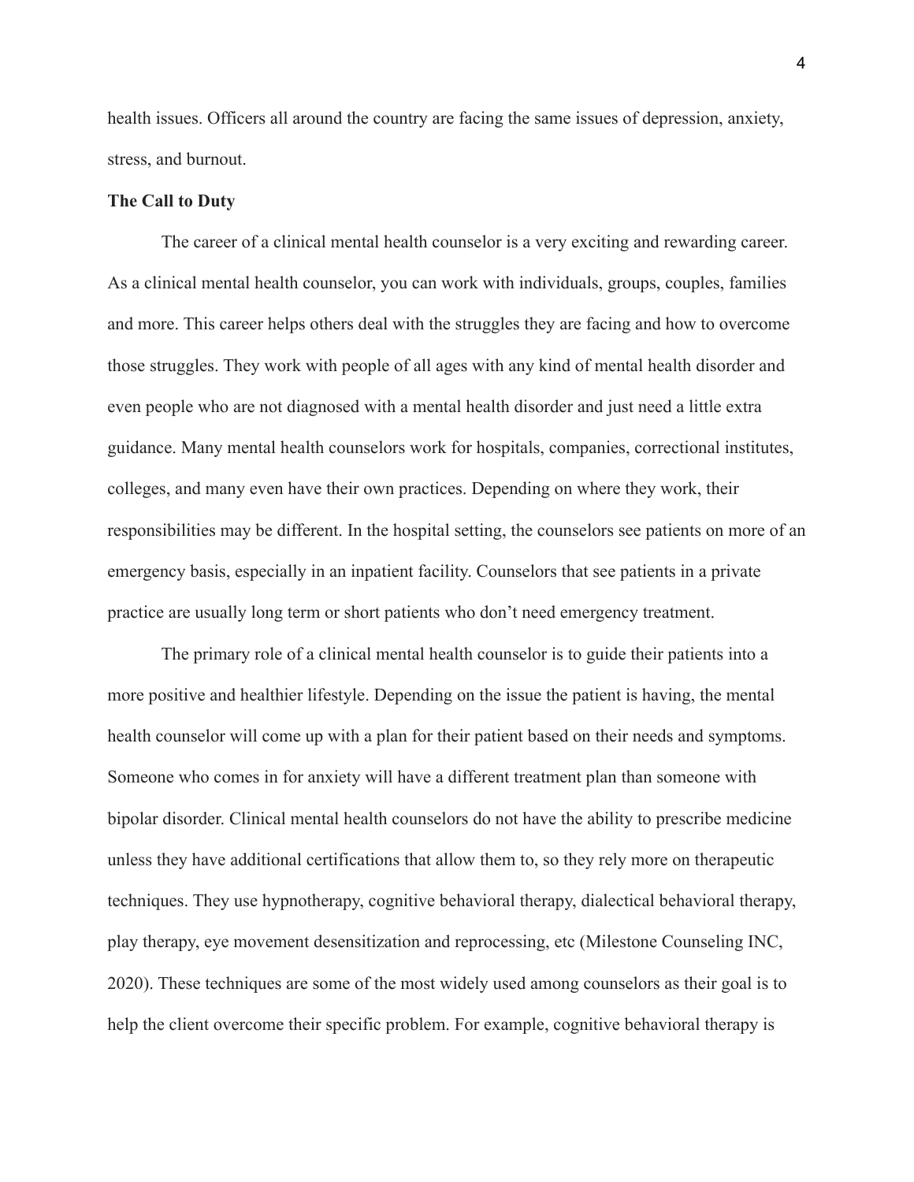health issues. Officers all around the country are facing the same issues of depression, anxiety, stress, and burnout.

**The Call to Duty**

The career of a clinical mental health counselor is a very exciting and rewarding career. As a clinical mental health counselor, you can work with individuals, groups, couples, families and more. This career helps others deal with the struggles they are facing and how to overcome those struggles. They work with people of all ages with any kind of mental health disorder and even people who are not diagnosed with a mental health disorder and just need a little extra guidance. Many mental health counselors work for hospitals, companies, correctional institutes, colleges, and many even have their own practices. Depending on where they work, their responsibilities may be different. In the hospital setting, the counselors see patients on more of an emergency basis, especially in an inpatient facility. Counselors that see patients in a private practice are usually long term or short patients who don't need emergency treatment.

The primary role of a clinical mental health counselor is to guide their patients into a more positive and healthier lifestyle. Depending on the issue the patient is having, the mental health counselor will come up with a plan for their patient based on their needs and symptoms. Someone who comes in for anxiety will have a different treatment plan than someone with bipolar disorder. Clinical mental health counselors do not have the ability to prescribe medicine unless they have additional certifications that allow them to, so they rely more on therapeutic techniques. They use hypnotherapy, cognitive behavioral therapy, dialectical behavioral therapy, play therapy, eye movement desensitization and reprocessing, etc (Milestone Counseling INC, 2020). These techniques are some of the most widely used among counselors as their goal is to help the client overcome their specific problem. For example, cognitive behavioral therapy is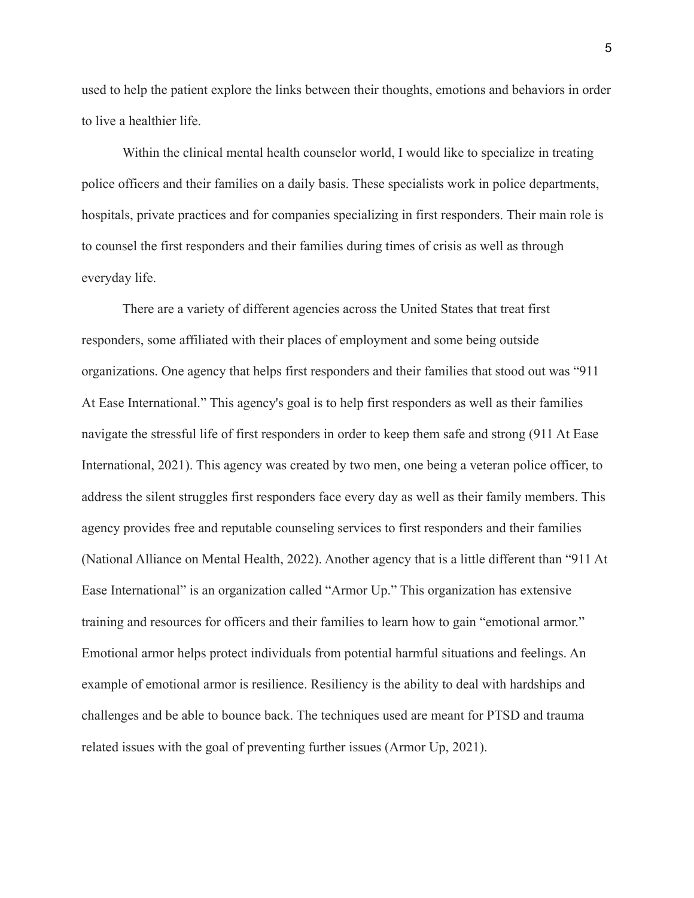used to help the patient explore the links between their thoughts, emotions and behaviors in order to live a healthier life.

Within the clinical mental health counselor world, I would like to specialize in treating police officers and their families on a daily basis. These specialists work in police departments, hospitals, private practices and for companies specializing in first responders. Their main role is to counsel the first responders and their families during times of crisis as well as through everyday life.

There are a variety of different agencies across the United States that treat first responders, some affiliated with their places of employment and some being outside organizations. One agency that helps first responders and their families that stood out was "911 At Ease International." This agency's goal is to help first responders as well as their families navigate the stressful life of first responders in order to keep them safe and strong (911 At Ease International, 2021). This agency was created by two men, one being a veteran police officer, to address the silent struggles first responders face every day as well as their family members. This agency provides free and reputable counseling services to first responders and their families (National Alliance on Mental Health, 2022). Another agency that is a little different than "911 At Ease International" is an organization called "Armor Up." This organization has extensive training and resources for officers and their families to learn how to gain "emotional armor." Emotional armor helps protect individuals from potential harmful situations and feelings. An example of emotional armor is resilience. Resiliency is the ability to deal with hardships and challenges and be able to bounce back. The techniques used are meant for PTSD and trauma related issues with the goal of preventing further issues (Armor Up, 2021).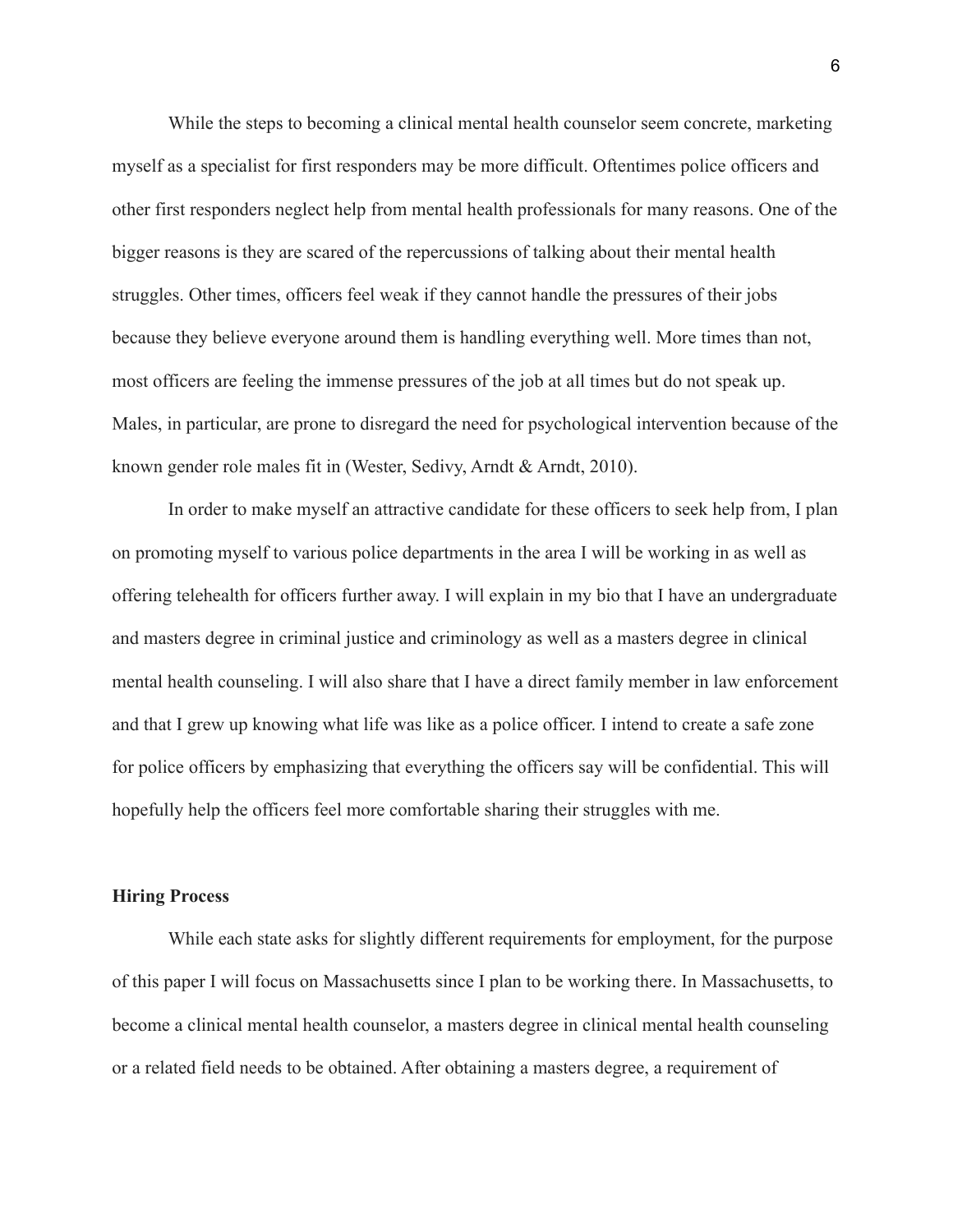While the steps to becoming a clinical mental health counselor seem concrete, marketing myself as a specialist for first responders may be more difficult. Oftentimes police officers and other first responders neglect help from mental health professionals for many reasons. One of the bigger reasons is they are scared of the repercussions of talking about their mental health struggles. Other times, officers feel weak if they cannot handle the pressures of their jobs because they believe everyone around them is handling everything well. More times than not, most officers are feeling the immense pressures of the job at all times but do not speak up. Males, in particular, are prone to disregard the need for psychological intervention because of the known gender role males fit in (Wester, Sedivy, Arndt & Arndt, 2010).

In order to make myself an attractive candidate for these officers to seek help from, I plan on promoting myself to various police departments in the area I will be working in as well as offering telehealth for officers further away. I will explain in my bio that I have an undergraduate and masters degree in criminal justice and criminology as well as a masters degree in clinical mental health counseling. I will also share that I have a direct family member in law enforcement and that I grew up knowing what life was like as a police officer. I intend to create a safe zone for police officers by emphasizing that everything the officers say will be confidential. This will hopefully help the officers feel more comfortable sharing their struggles with me.

**Hiring Process**

While each state asks for slightly different requirements for employment, for the purpose of this paper I will focus on Massachusetts since I plan to be working there. In Massachusetts, to become a clinical mental health counselor, a masters degree in clinical mental health counseling or a related field needs to be obtained. After obtaining a masters degree, a requirement of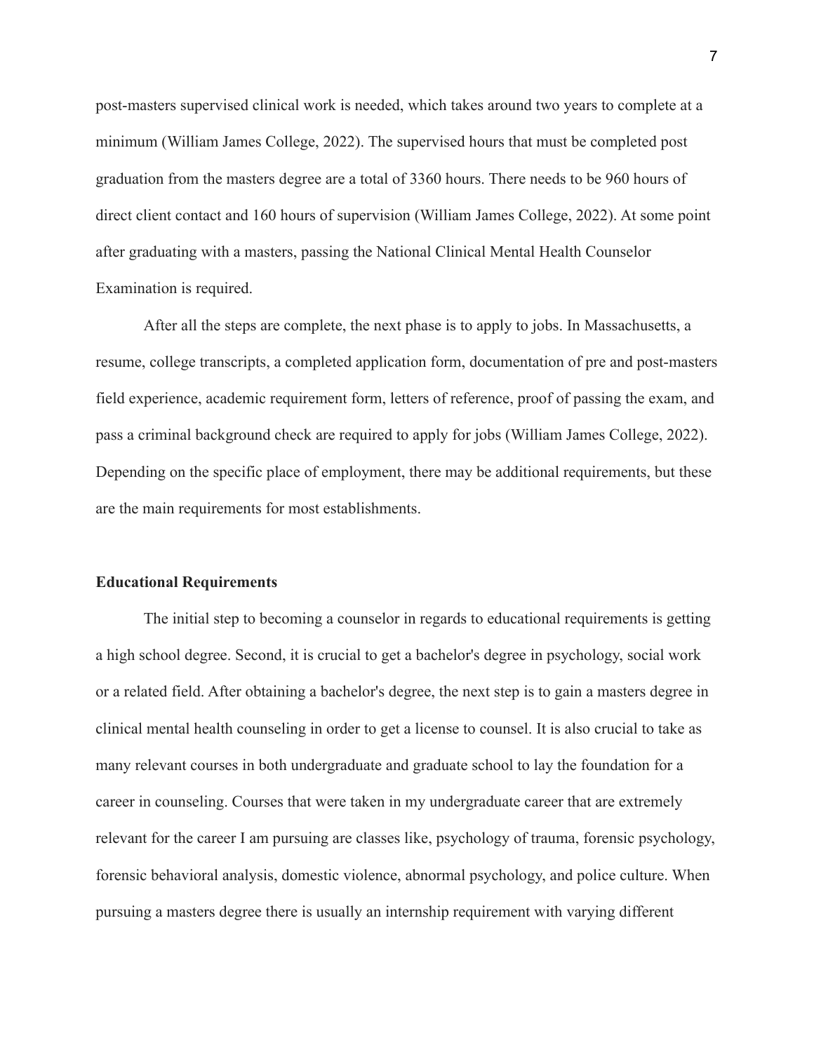post-masters supervised clinical work is needed, which takes around two years to complete at a minimum (William James College, 2022). The supervised hours that must be completed post graduation from the masters degree are a total of 3360 hours. There needs to be 960 hours of direct client contact and 160 hours of supervision (William James College, 2022). At some point after graduating with a masters, passing the National Clinical Mental Health Counselor Examination is required.

After all the steps are complete, the next phase is to apply to jobs. In Massachusetts, a resume, college transcripts, a completed application form, documentation of pre and post-masters field experience, academic requirement form, letters of reference, proof of passing the exam, and pass a criminal background check are required to apply for jobs (William James College, 2022). Depending on the specific place of employment, there may be additional requirements, but these are the main requirements for most establishments.

**Educational Requirements**

The initial step to becoming a counselor in regards to educational requirements is getting a high school degree. Second, it is crucial to get a bachelor's degree in psychology, social work or a related field. After obtaining a bachelor's degree, the next step is to gain a masters degree in clinical mental health counseling in order to get a license to counsel. It is also crucial to take as many relevant courses in both undergraduate and graduate school to lay the foundation for a career in counseling. Courses that were taken in my undergraduate career that are extremely relevant for the career I am pursuing are classes like, psychology of trauma, forensic psychology, forensic behavioral analysis, domestic violence, abnormal psychology, and police culture. When pursuing a masters degree there is usually an internship requirement with varying different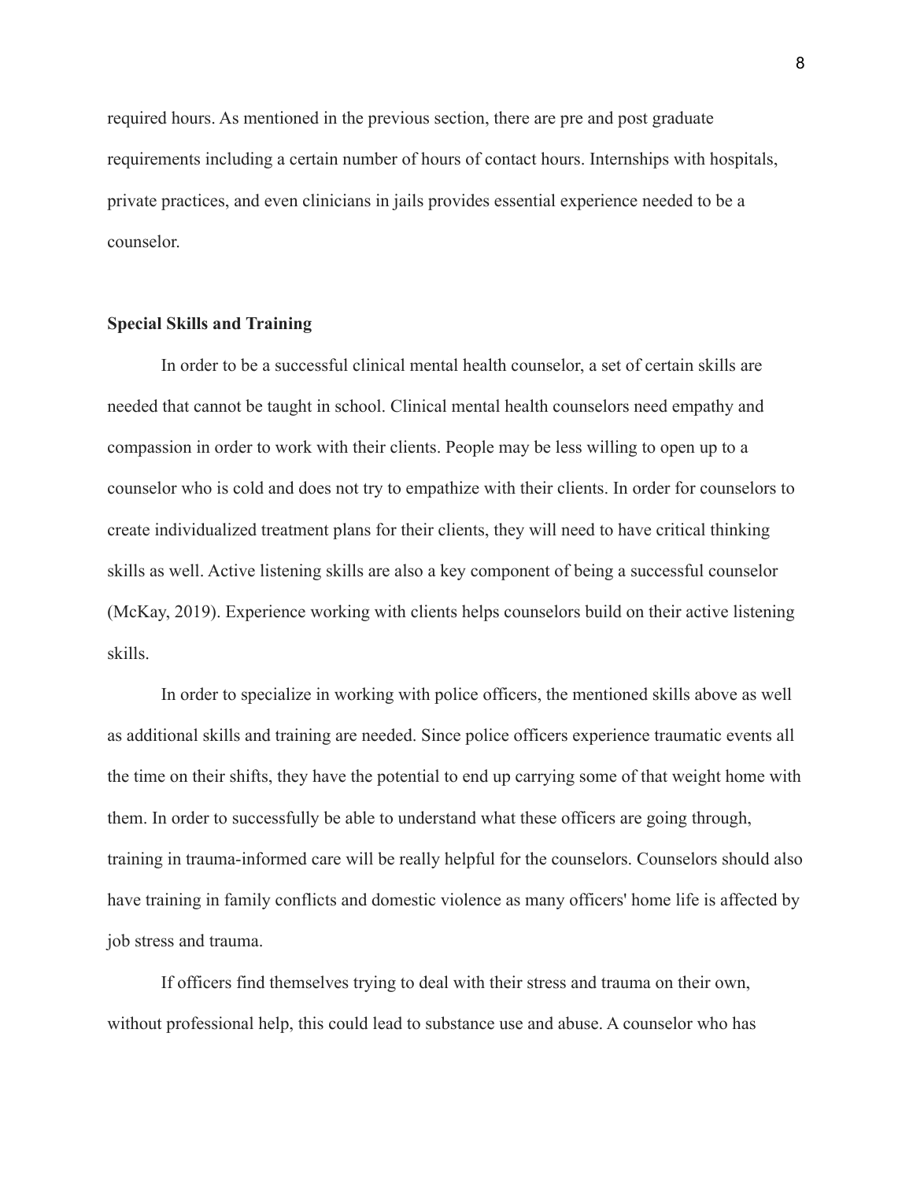required hours. As mentioned in the previous section, there are pre and post graduate requirements including a certain number of hours of contact hours. Internships with hospitals, private practices, and even clinicians in jails provides essential experience needed to be a counselor.

**Special Skills and Training**

In order to be a successful clinical mental health counselor, a set of certain skills are needed that cannot be taught in school. Clinical mental health counselors need empathy and compassion in order to work with their clients. People may be less willing to open up to a counselor who is cold and does not try to empathize with their clients. In order for counselors to create individualized treatment plans for their clients, they will need to have critical thinking skills as well. Active listening skills are also a key component of being a successful counselor (McKay, 2019). Experience working with clients helps counselors build on their active listening skills.

In order to specialize in working with police officers, the mentioned skills above as well as additional skills and training are needed. Since police officers experience traumatic events all the time on their shifts, they have the potential to end up carrying some of that weight home with them. In order to successfully be able to understand what these officers are going through, training in trauma-informed care will be really helpful for the counselors. Counselors should also have training in family conflicts and domestic violence as many officers' home life is affected by job stress and trauma.

If officers find themselves trying to deal with their stress and trauma on their own, without professional help, this could lead to substance use and abuse. A counselor who has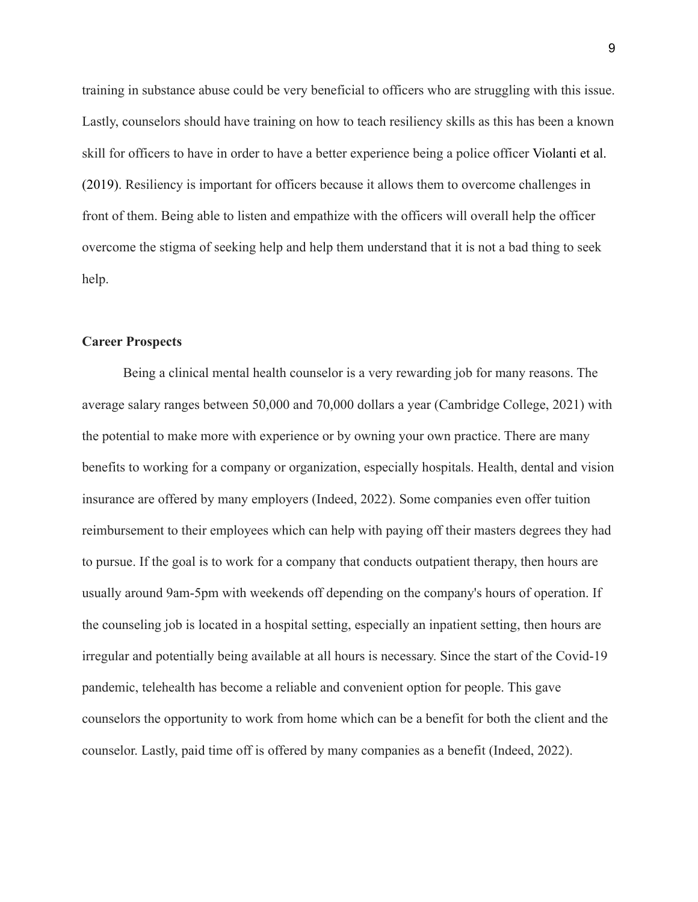training in substance abuse could be very beneficial to officers who are struggling with this issue. Lastly, counselors should have training on how to teach resiliency skills as this has been a known skill for officers to have in order to have a better experience being a police officer Violanti et al. (2019). Resiliency is important for officers because it allows them to overcome challenges in front of them. Being able to listen and empathize with the officers will overall help the officer overcome the stigma of seeking help and help them understand that it is not a bad thing to seek help.

**Career Prospects**

Being a clinical mental health counselor is a very rewarding job for many reasons. The average salary ranges between 50,000 and 70,000 dollars a year (Cambridge College, 2021) with the potential to make more with experience or by owning your own practice. There are many benefits to working for a company or organization, especially hospitals. Health, dental and vision insurance are offered by many employers (Indeed, 2022). Some companies even offer tuition reimbursement to their employees which can help with paying off their masters degrees they had to pursue. If the goal is to work for a company that conducts outpatient therapy, then hours are usually around 9am-5pm with weekends off depending on the company's hours of operation. If the counseling job is located in a hospital setting, especially an inpatient setting, then hours are irregular and potentially being available at all hours is necessary. Since the start of the Covid-19 pandemic, telehealth has become a reliable and convenient option for people. This gave counselors the opportunity to work from home which can be a benefit for both the client and the counselor. Lastly, paid time off is offered by many companies as a benefit (Indeed, 2022).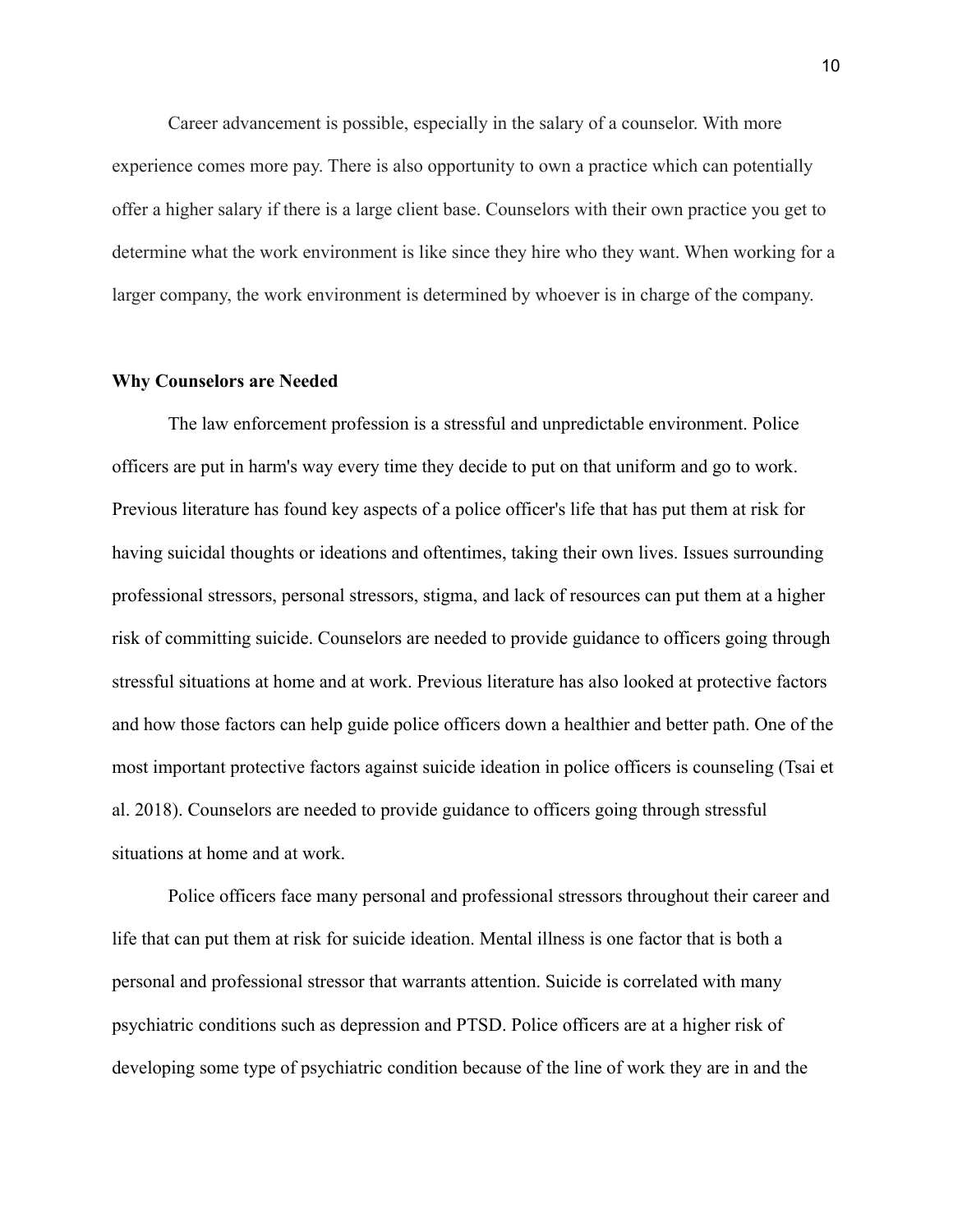Career advancement is possible, especially in the salary of a counselor. With more experience comes more pay. There is also opportunity to own a practice which can potentially offer a higher salary if there is a large client base. Counselors with their own practice you get to determine what the work environment is like since they hire who they want. When working for a larger company, the work environment is determined by whoever is in charge of the company.

**Why Counselors are Needed**

The law enforcement profession is a stressful and unpredictable environment. Police officers are put in harm's way every time they decide to put on that uniform and go to work. Previous literature has found key aspects of a police officer's life that has put them at risk for having suicidal thoughts or ideations and oftentimes, taking their own lives. Issues surrounding professional stressors, personal stressors, stigma, and lack of resources can put them at a higher risk of committing suicide. Counselors are needed to provide guidance to officers going through stressful situations at home and at work. Previous literature has also looked at protective factors and how those factors can help guide police officers down a healthier and better path. One of the most important protective factors against suicide ideation in police officers is counseling (Tsai et al. 2018). Counselors are needed to provide guidance to officers going through stressful situations at home and at work.

Police officers face many personal and professional stressors throughout their career and life that can put them at risk for suicide ideation. Mental illness is one factor that is both a personal and professional stressor that warrants attention. Suicide is correlated with many psychiatric conditions such as depression and PTSD. Police officers are at a higher risk of developing some type of psychiatric condition because of the line of work they are in and the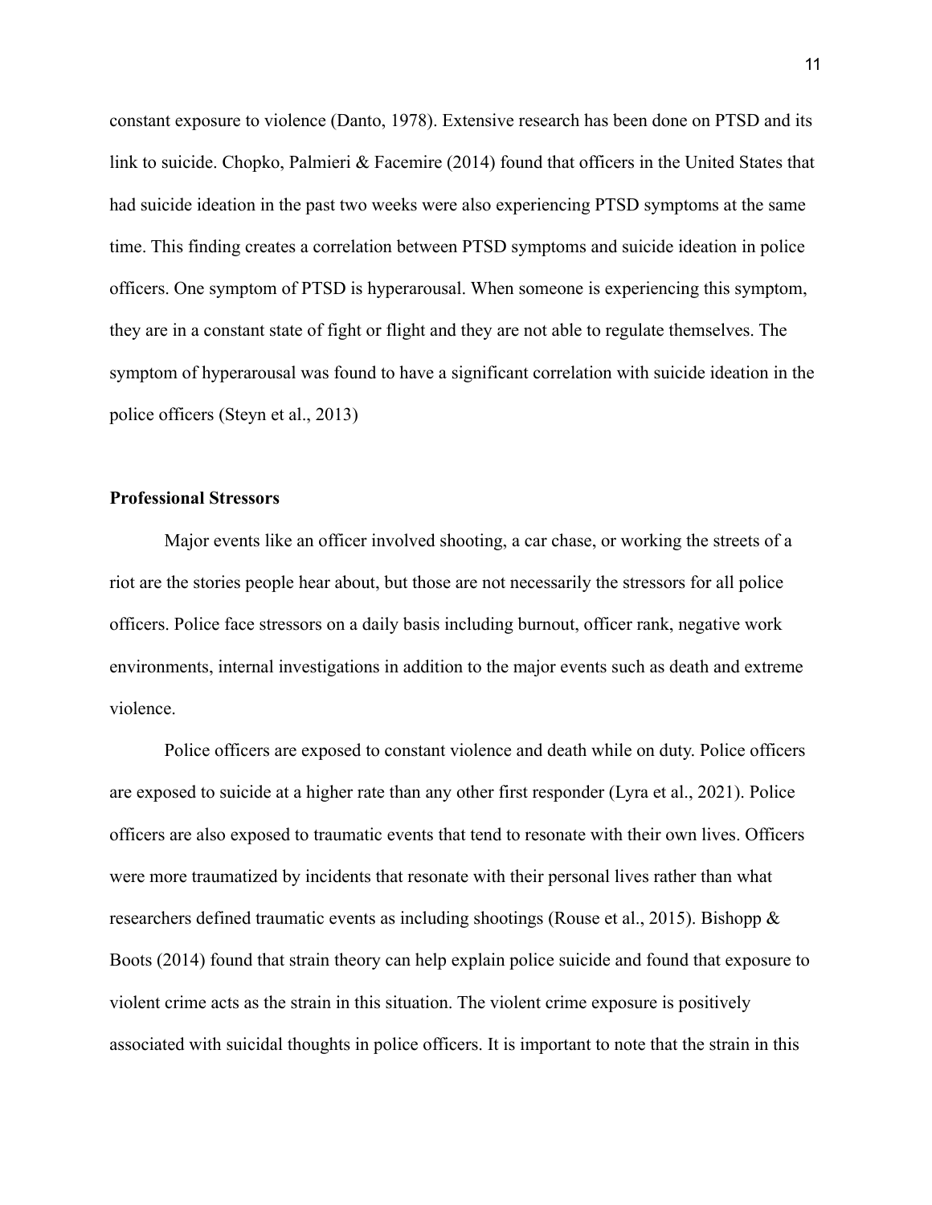constant exposure to violence (Danto, 1978). Extensive research has been done on PTSD and its link to suicide. Chopko, Palmieri & Facemire (2014) found that officers in the United States that had suicide ideation in the past two weeks were also experiencing PTSD symptoms at the same time. This finding creates a correlation between PTSD symptoms and suicide ideation in police officers. One symptom of PTSD is hyperarousal. When someone is experiencing this symptom, they are in a constant state of fight or flight and they are not able to regulate themselves. The symptom of hyperarousal was found to have a significant correlation with suicide ideation in the police officers (Steyn et al., 2013)

**Professional Stressors**

Major events like an officer involved shooting, a car chase, or working the streets of a riot are the stories people hear about, but those are not necessarily the stressors for all police officers. Police face stressors on a daily basis including burnout, officer rank, negative work environments, internal investigations in addition to the major events such as death and extreme violence.

Police officers are exposed to constant violence and death while on duty. Police officers are exposed to suicide at a higher rate than any other first responder (Lyra et al., 2021). Police officers are also exposed to traumatic events that tend to resonate with their own lives. Officers were more traumatized by incidents that resonate with their personal lives rather than what researchers defined traumatic events as including shootings (Rouse et al., 2015). Bishopp & Boots (2014) found that strain theory can help explain police suicide and found that exposure to violent crime acts as the strain in this situation. The violent crime exposure is positively associated with suicidal thoughts in police officers. It is important to note that the strain in this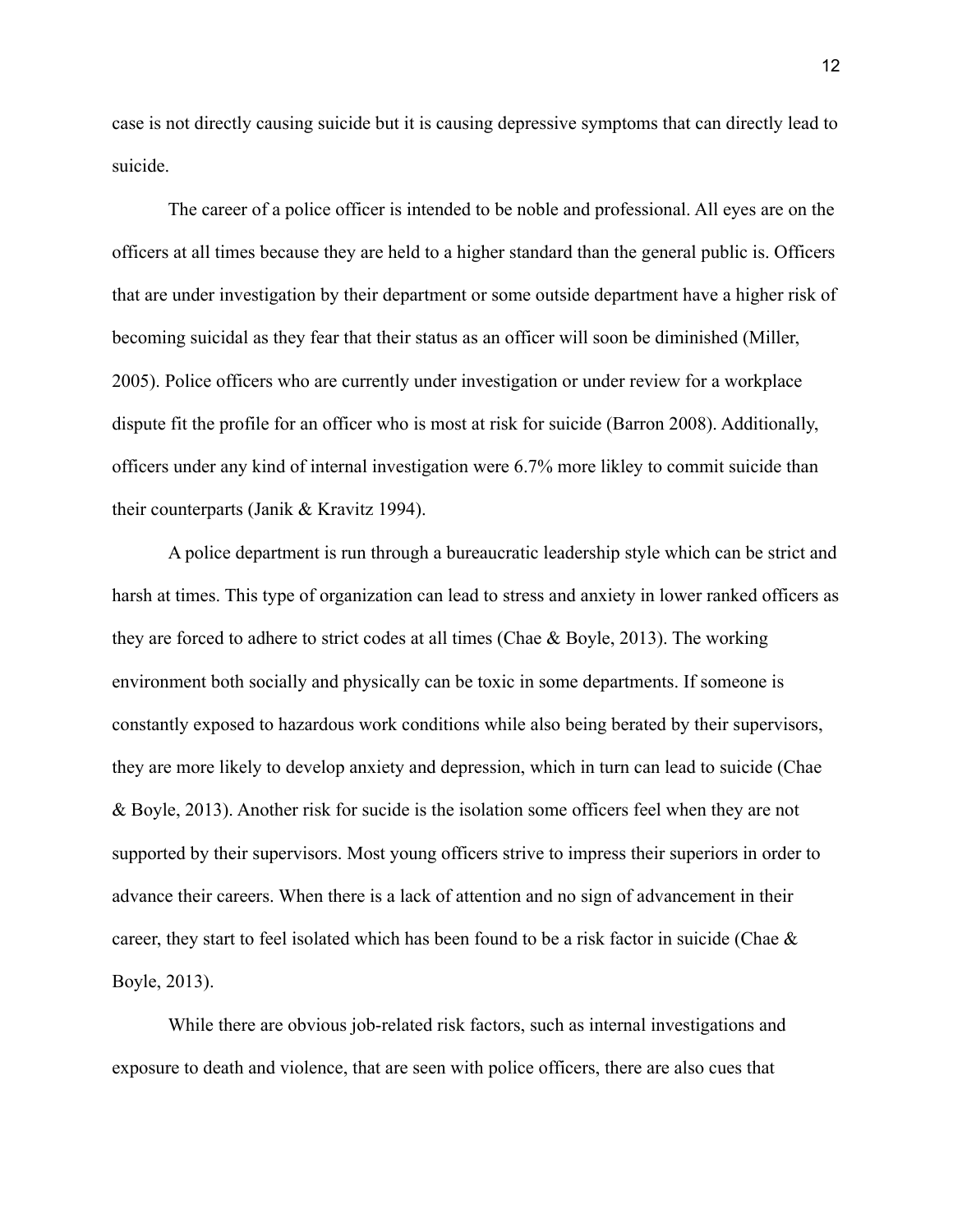case is not directly causing suicide but it is causing depressive symptoms that can directly lead to suicide.

The career of a police officer is intended to be noble and professional. All eyes are on the officers at all times because they are held to a higher standard than the general public is. Officers that are under investigation by their department or some outside department have a higher risk of becoming suicidal as they fear that their status as an officer will soon be diminished (Miller, 2005). Police officers who are currently under investigation or under review for a workplace dispute fit the profile for an officer who is most at risk for suicide (Barron 2008). Additionally, officers under any kind of internal investigation were 6.7% more likley to commit suicide than their counterparts (Janik & Kravitz 1994).

A police department is run through a bureaucratic leadership style which can be strict and harsh at times. This type of organization can lead to stress and anxiety in lower ranked officers as they are forced to adhere to strict codes at all times (Chae & Boyle, 2013). The working environment both socially and physically can be toxic in some departments. If someone is constantly exposed to hazardous work conditions while also being berated by their supervisors, they are more likely to develop anxiety and depression, which in turn can lead to suicide (Chae & Boyle, 2013). Another risk for sucide is the isolation some officers feel when they are not supported by their supervisors. Most young officers strive to impress their superiors in order to advance their careers. When there is a lack of attention and no sign of advancement in their career, they start to feel isolated which has been found to be a risk factor in suicide (Chae & Boyle, 2013).

While there are obvious job-related risk factors, such as internal investigations and exposure to death and violence, that are seen with police officers, there are also cues that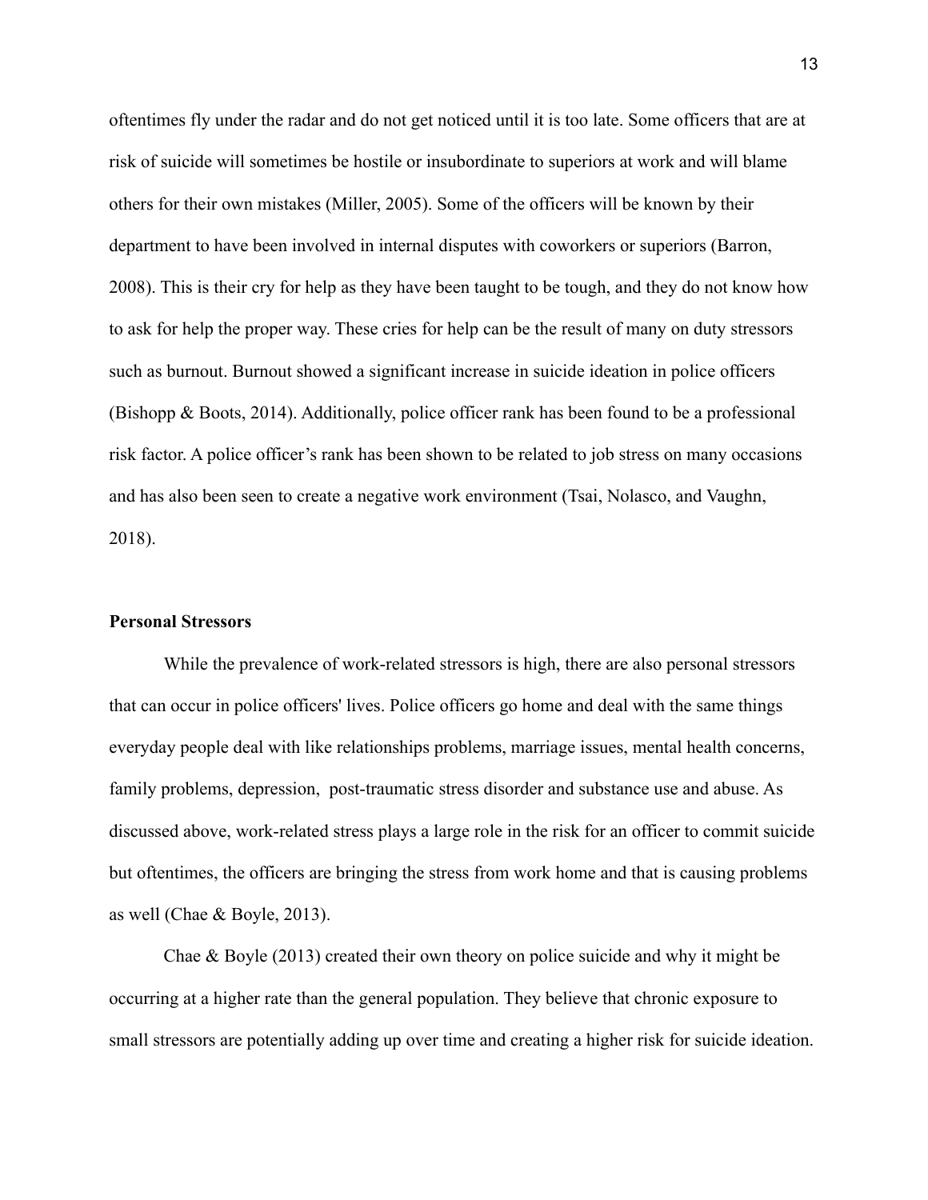oftentimes fly under the radar and do not get noticed until it is too late. Some officers that are at risk of suicide will sometimes be hostile or insubordinate to superiors at work and will blame others for their own mistakes (Miller, 2005). Some of the officers will be known by their department to have been involved in internal disputes with coworkers or superiors (Barron, 2008). This is their cry for help as they have been taught to be tough, and they do not know how to ask for help the proper way. These cries for help can be the result of many on duty stressors such as burnout. Burnout showed a significant increase in suicide ideation in police officers (Bishopp & Boots, 2014). Additionally, police officer rank has been found to be a professional risk factor. A police officer's rank has been shown to be related to job stress on many occasions and has also been seen to create a negative work environment (Tsai, Nolasco, and Vaughn, 2018).

**Personal Stressors**

While the prevalence of work-related stressors is high, there are also personal stressors that can occur in police officers' lives. Police officers go home and deal with the same things everyday people deal with like relationships problems, marriage issues, mental health concerns, family problems, depression, post-traumatic stress disorder and substance use and abuse. As discussed above, work-related stress plays a large role in the risk for an officer to commit suicide but oftentimes, the officers are bringing the stress from work home and that is causing problems as well (Chae & Boyle, 2013).

Chae & Boyle (2013) created their own theory on police suicide and why it might be occurring at a higher rate than the general population. They believe that chronic exposure to small stressors are potentially adding up over time and creating a higher risk for suicide ideation.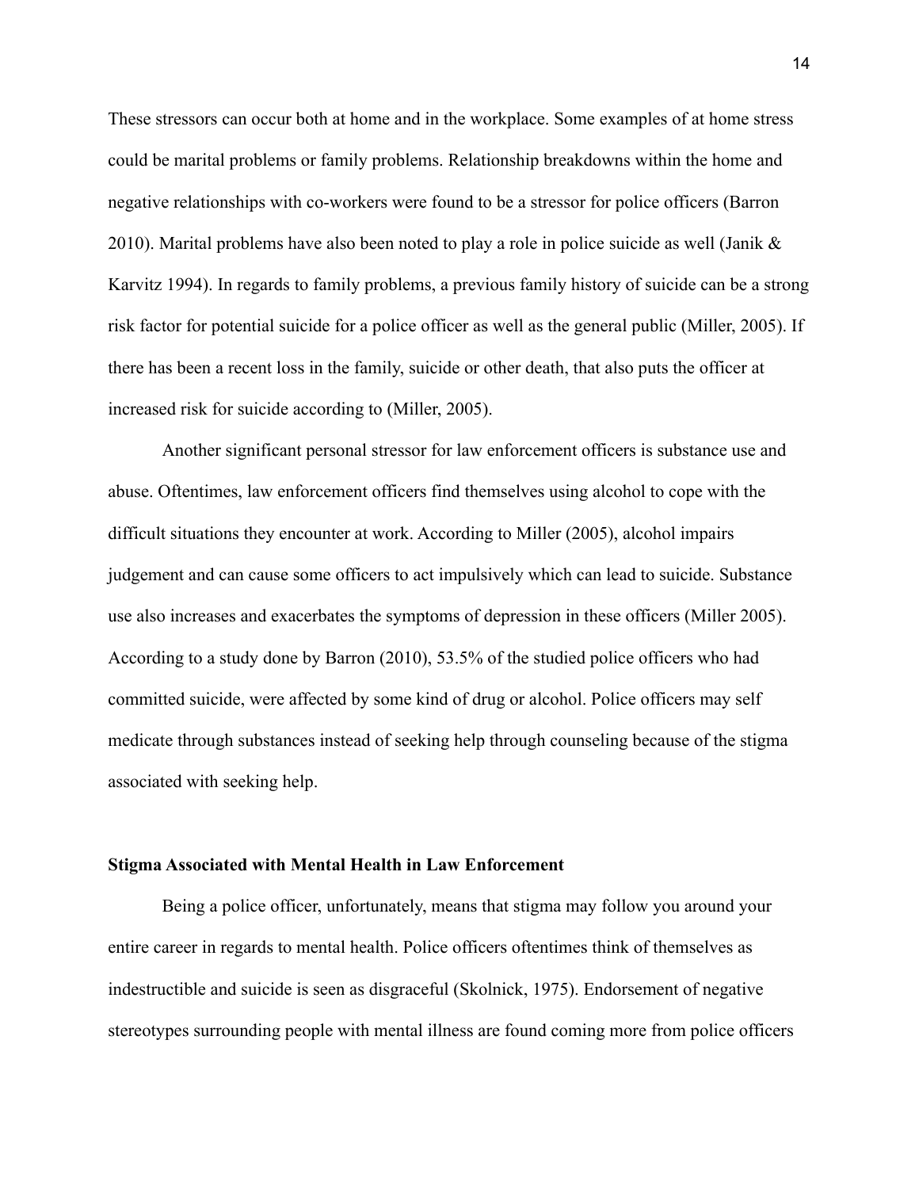These stressors can occur both at home and in the workplace. Some examples of at home stress could be marital problems or family problems. Relationship breakdowns within the home and negative relationships with co-workers were found to be a stressor for police officers (Barron 2010). Marital problems have also been noted to play a role in police suicide as well (Janik & Karvitz 1994). In regards to family problems, a previous family history of suicide can be a strong risk factor for potential suicide for a police officer as well as the general public (Miller, 2005). If there has been a recent loss in the family, suicide or other death, that also puts the officer at increased risk for suicide according to (Miller, 2005).

Another significant personal stressor for law enforcement officers is substance use and abuse. Oftentimes, law enforcement officers find themselves using alcohol to cope with the difficult situations they encounter at work. According to Miller (2005), alcohol impairs judgement and can cause some officers to act impulsively which can lead to suicide. Substance use also increases and exacerbates the symptoms of depression in these officers (Miller 2005). According to a study done by Barron (2010), 53.5% of the studied police officers who had committed suicide, were affected by some kind of drug or alcohol. Police officers may self medicate through substances instead of seeking help through counseling because of the stigma associated with seeking help.

### Stigma Associated with Mental Health in Law Enforcement

Being a police officer, unfortunately, means that stigma may follow you around your entire career in regards to mental health. Police officers oftentimes think of themselves as indestructible and suicide is seen as disgraceful (Skolnick, 1975). Endorsement of negative stereotypes surrounding people with mental illness are found coming more from police officers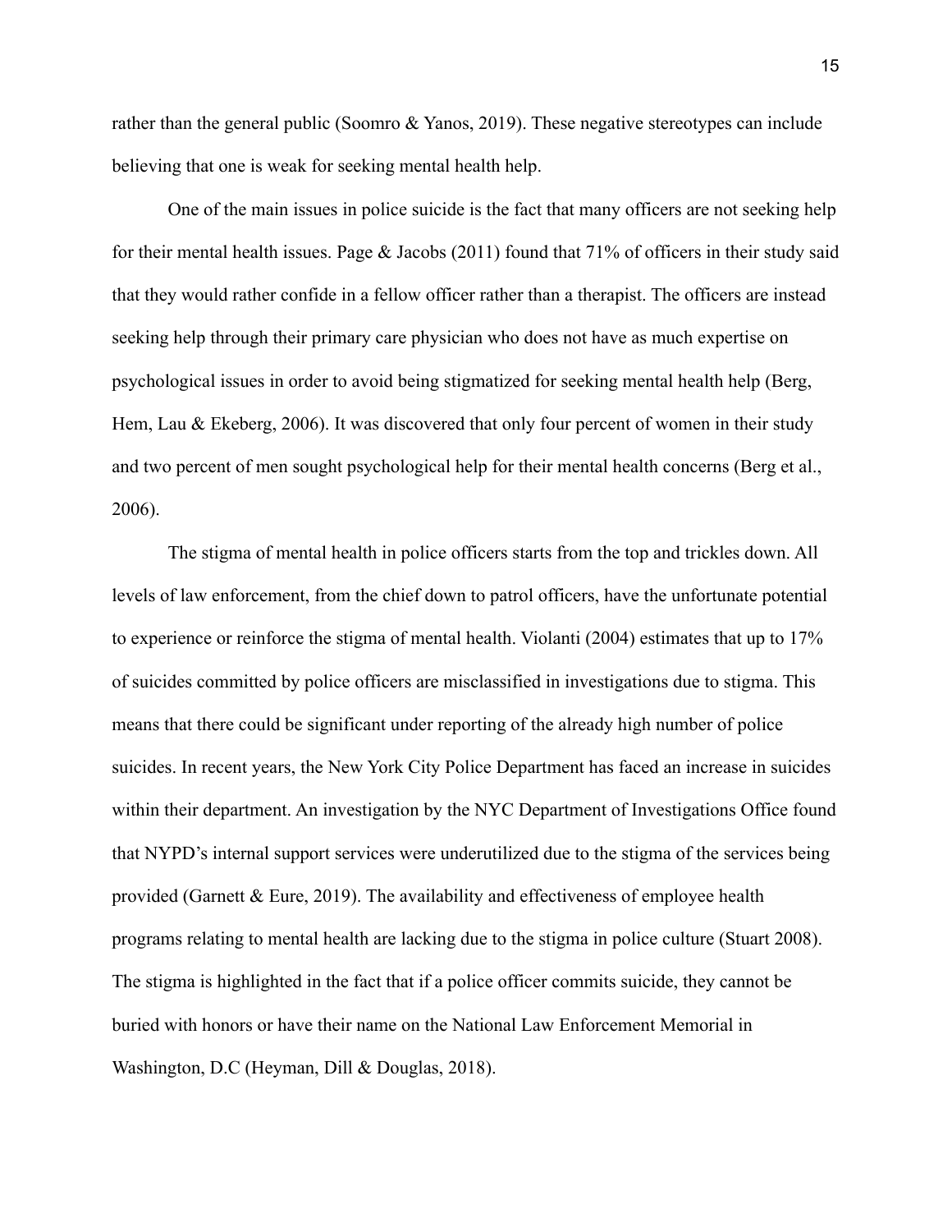rather than the general public (Soomro & Yanos, 2019). These negative stereotypes can include believing that one is weak for seeking mental health help.

One of the main issues in police suicide is the fact that many officers are not seeking help for their mental health issues. Page & Jacobs (2011) found that 71% of officers in their study said that they would rather confide in a fellow officer rather than a therapist. The officers are instead seeking help through their primary care physician who does not have as much expertise on psychological issues in order to avoid being stigmatized for seeking mental health help (Berg, Hem, Lau & Ekeberg, 2006). It was discovered that only four percent of women in their study and two percent of men sought psychological help for their mental health concerns (Berg et al., 2006).

The stigma of mental health in police officers starts from the top and trickles down. All levels of law enforcement, from the chief down to patrol officers, have the unfortunate potential to experience or reinforce the stigma of mental health. Violanti (2004) estimates that up to 17% of suicides committed by police officers are misclassified in investigations due to stigma. This means that there could be significant under reporting of the already high number of police suicides. In recent years, the New York City Police Department has faced an increase in suicides within their department. An investigation by the NYC Department of Investigations Office found that NYPD's internal support services were underutilized due to the stigma of the services being provided (Garnett & Eure, 2019). The availability and effectiveness of employee health programs relating to mental health are lacking due to the stigma in police culture (Stuart 2008). The stigma is highlighted in the fact that if a police officer commits suicide, they cannot be buried with honors or have their name on the National Law Enforcement Memorial in Washington, D.C (Heyman, Dill & Douglas, 2018).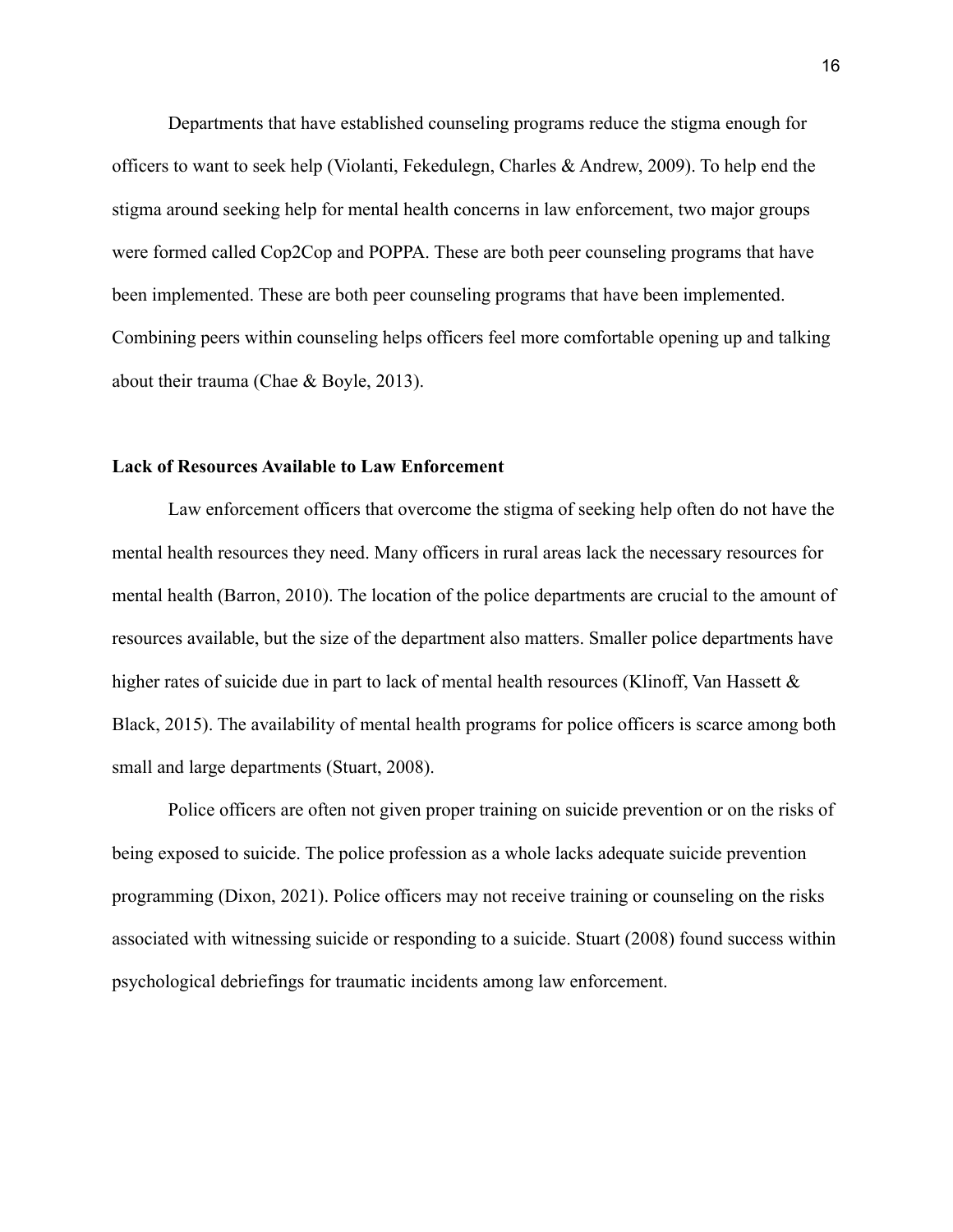Departments that have established counseling programs reduce the stigma enough for officers to want to seek help (Violanti, Fekedulegn, Charles & Andrew, 2009). To help end the stigma around seeking help for mental health concerns in law enforcement, two major groups were formed called Cop2Cop and POPPA. These are both peer counseling programs that have been implemented. These are both peer counseling programs that have been implemented. Combining peers within counseling helps officers feel more comfortable opening up and talking about their trauma (Chae & Boyle, 2013).

### Lack of Resources Available to Law Enforcement

Law enforcement officers that overcome the stigma of seeking help often do not have the mental health resources they need. Many officers in rural areas lack the necessary resources for mental health (Barron, 2010). The location of the police departments are crucial to the amount of resources available, but the size of the department also matters. Smaller police departments have higher rates of suicide due in part to lack of mental health resources (Klinoff, Van Hassett & Black, 2015). The availability of mental health programs for police officers is scarce among both small and large departments (Stuart, 2008).

Police officers are often not given proper training on suicide prevention or on the risks of being exposed to suicide. The police profession as a whole lacks adequate suicide prevention programming (Dixon, 2021). Police officers may not receive training or counseling on the risks associated with witnessing suicide or responding to a suicide. Stuart (2008) found success within psychological debriefings for traumatic incidents among law enforcement.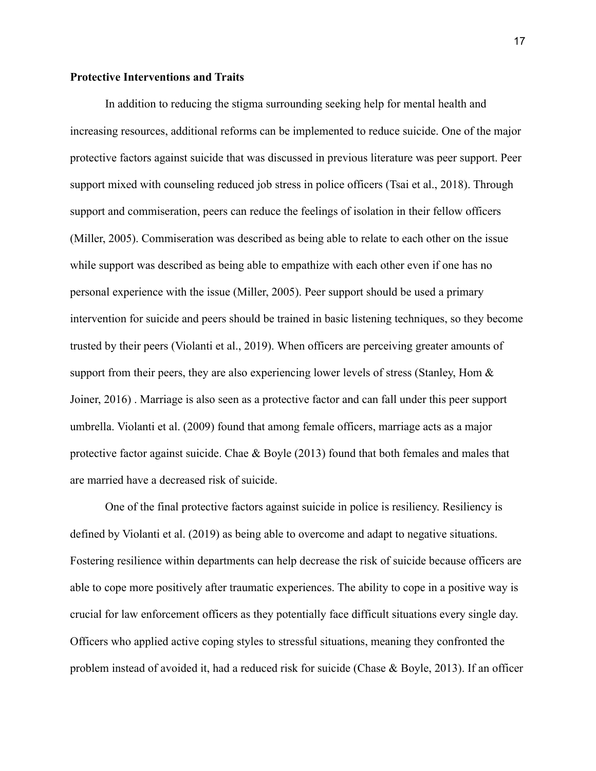**Protective Interventions and Traits**

In addition to reducing the stigma surrounding seeking help for mental health and increasing resources, additional reforms can be implemented to reduce suicide. One of the major protective factors against suicide that was discussed in previous literature was peer support. Peer support mixed with counseling reduced job stress in police officers (Tsai et al., 2018). Through support and commiseration, peers can reduce the feelings of isolation in their fellow officers (Miller, 2005). Commiseration was described as being able to relate to each other on the issue while support was described as being able to empathize with each other even if one has no personal experience with the issue (Miller, 2005). Peer support should be used a primary intervention for suicide and peers should be trained in basic listening techniques, so they become trusted by their peers (Violanti et al., 2019). When officers are perceiving greater amounts of support from their peers, they are also experiencing lower levels of stress (Stanley, Hom & Joiner, 2016) . Marriage is also seen as a protective factor and can fall under this peer support umbrella. Violanti et al. (2009) found that among female officers, marriage acts as a major protective factor against suicide. Chae & Boyle (2013) found that both females and males that are married have a decreased risk of suicide.

One of the final protective factors against suicide in police is resiliency. Resiliency is defined by Violanti et al. (2019) as being able to overcome and adapt to negative situations. Fostering resilience within departments can help decrease the risk of suicide because officers are able to cope more positively after traumatic experiences. The ability to cope in a positive way is crucial for law enforcement officers as they potentially face difficult situations every single day. Officers who applied active coping styles to stressful situations, meaning they confronted the problem instead of avoided it, had a reduced risk for suicide (Chase & Boyle, 2013). If an officer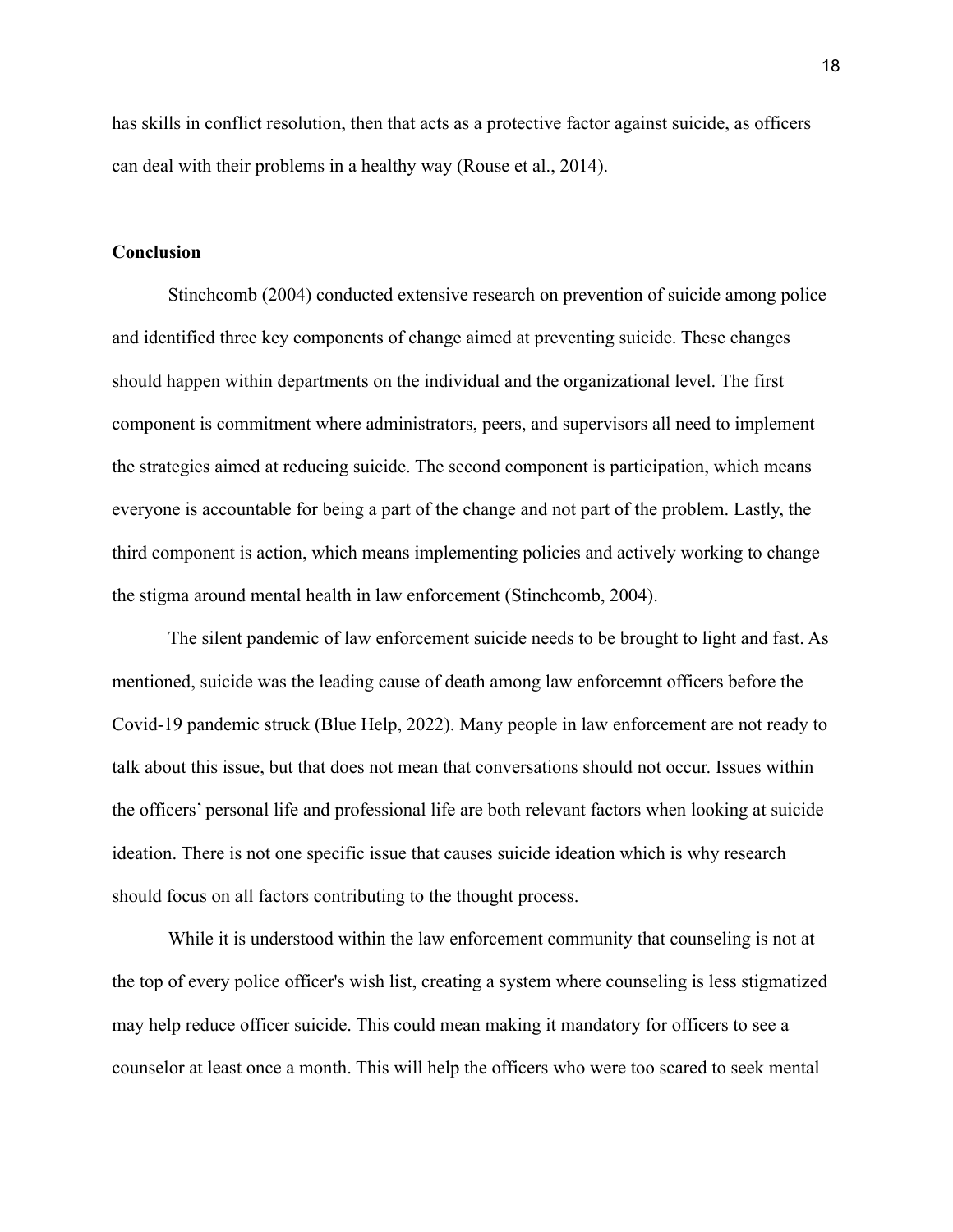has skills in conflict resolution, then that acts as a protective factor against suicide, as officers can deal with their problems in a healthy way (Rouse et al., 2014).

## Conclusion

Stinchcomb (2004) conducted extensive research on prevention of suicide among police and identified three key components of change aimed at preventing suicide. These changes should happen within departments on the individual and the organizational level. The first component is commitment where administrators, peers, and supervisors all need to implement the strategies aimed at reducing suicide. The second component is participation, which means everyone is accountable for being a part of the change and not part of the problem. Lastly, the third component is action, which means implementing policies and actively working to change the stigma around mental health in law enforcement (Stinchcomb, 2004).

The silent pandemic of law enforcement suicide needs to be brought to light and fast. As mentioned, suicide was the leading cause of death among law enforcemnt officers before the Covid-19 pandemic struck (Blue Help, 2022). Many people in law enforcement are not ready to talk about this issue, but that does not mean that conversations should not occur. Issues within the officers' personal life and professional life are both relevant factors when looking at suicide ideation. There is not one specific issue that causes suicide ideation which is why research should focus on all factors contributing to the thought process.

While it is understood within the law enforcement community that counseling is not at the top of every police officer's wish list, creating a system where counseling is less stigmatized may help reduce officer suicide. This could mean making it mandatory for officers to see a counselor at least once a month. This will help the officers who were too scared to seek mental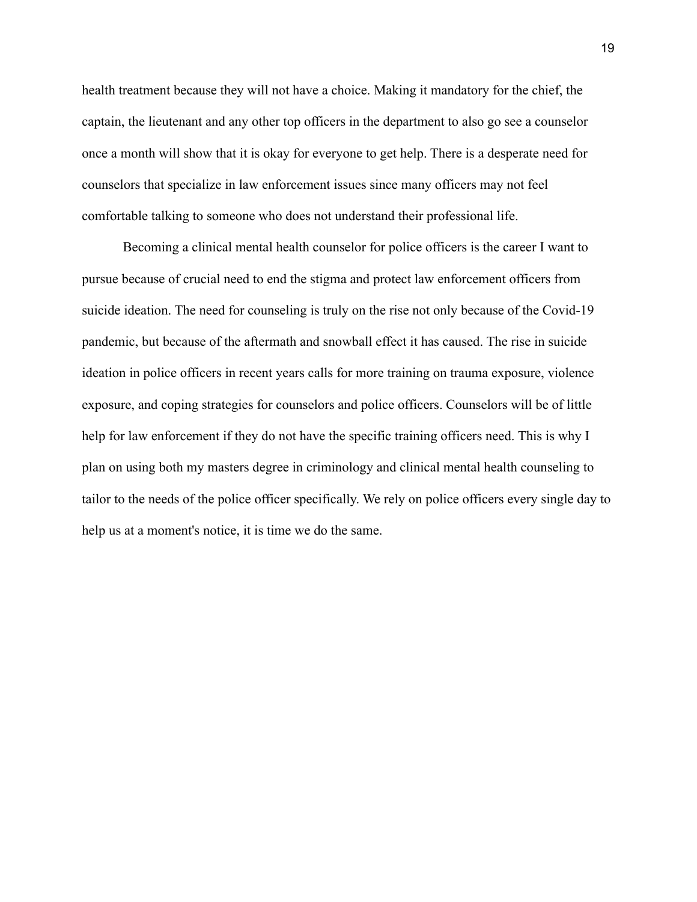health treatment because they will not have a choice. Making it mandatory for the chief, the captain, the lieutenant and any other top officers in the department to also go see a counselor once a month will show that it is okay for everyone to get help. There is a desperate need for counselors that specialize in law enforcement issues since many officers may not feel comfortable talking to someone who does not understand their professional life.

Becoming a clinical mental health counselor for police officers is the career I want to pursue because of crucial need to end the stigma and protect law enforcement officers from suicide ideation. The need for counseling is truly on the rise not only because of the Covid-19 pandemic, but because of the aftermath and snowball effect it has caused. The rise in suicide ideation in police officers in recent years calls for more training on trauma exposure, violence exposure, and coping strategies for counselors and police officers. Counselors will be of little help for law enforcement if they do not have the specific training officers need. This is why I plan on using both my masters degree in criminology and clinical mental health counseling to tailor to the needs of the police officer specifically. We rely on police officers every single day to help us at a moment's notice, it is time we do the same.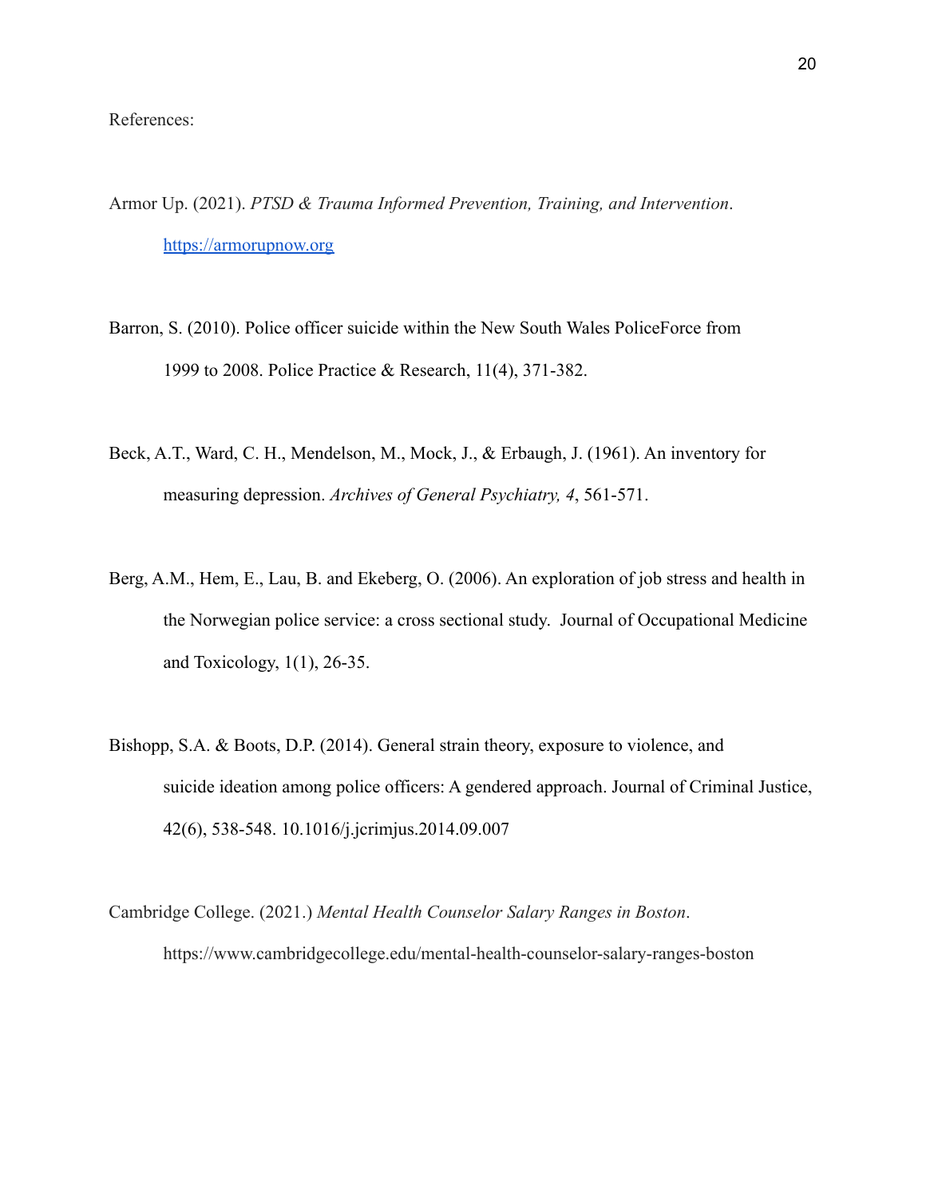References:

Armor Up. (2021). *PTSD & Trauma Informed Prevention, Training, and Intervention*. [https://armorupnow.org](https://armorupnow.org)

Barron, S. (2010). Police officer suicide within the New South Wales PoliceForce from 1999 to 2008. Police Practice & Research, 11(4), 371-382.

Beck, A.T., Ward, C. H., Mendelson, M., Mock, J., & Erbaugh, J. (1961). An inventory for measuring depression. *Archives of General Psychiatry, 4*, 561-571.

Berg, A.M., Hem, E., Lau, B. and Ekeberg, O. (2006). An exploration of job stress and health in the Norwegian police service: a cross sectional study. Journal of Occupational Medicine and Toxicology, 1(1), 26-35.

Bishopp, S.A. & Boots, D.P. (2014). General strain theory, exposure to violence, and suicide ideation among police officers: A gendered approach. Journal of Criminal Justice, 42(6), 538-548. 10.1016/j.jcrimjus.2014.09.007

Cambridge College. (2021.) *Mental Health Counselor Salary Ranges in Boston*. https://www.cambridgecollege.edu/mental-health-counselor-salary-ranges-boston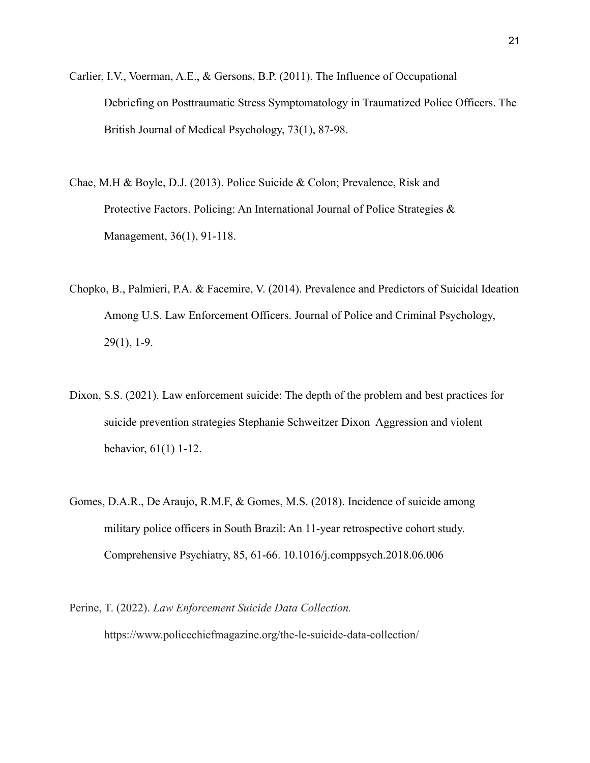Carlier, I.V., Voerman, A.E., & Gersons, B.P. (2011). The Influence of Occupational Debriefing on Posttraumatic Stress Symptomatology in Traumatized Police Officers. The British Journal of Medical Psychology, 73(1), 87-98.

Chae, M.H & Boyle, D.J. (2013). Police Suicide & Colon; Prevalence, Risk and Protective Factors. Policing: An International Journal of Police Strategies & Management, 36(1), 91-118.

Chopko, B., Palmieri, P.A. & Facemire, V. (2014). Prevalence and Predictors of Suicidal Ideation Among U.S. Law Enforcement Officers. Journal of Police and Criminal Psychology, 29(1), 1-9.

Dixon, S.S. (2021). Law enforcement suicide: The depth of the problem and best practices for suicide prevention strategies Stephanie Schweitzer Dixon  Aggression and violent behavior, 61(1) 1-12.

Gomes, D.A.R., De Araujo, R.M.F, & Gomes, M.S. (2018). Incidence of suicide among military police officers in South Brazil: An 11-year retrospective cohort study. Comprehensive Psychiatry, 85, 61-66. 10.1016/j.comppsych.2018.06.006

Perine, T. (2022). *Law Enforcement Suicide Data Collection.* https://www.policechiefmagazine.org/the-le-suicide-data-collection/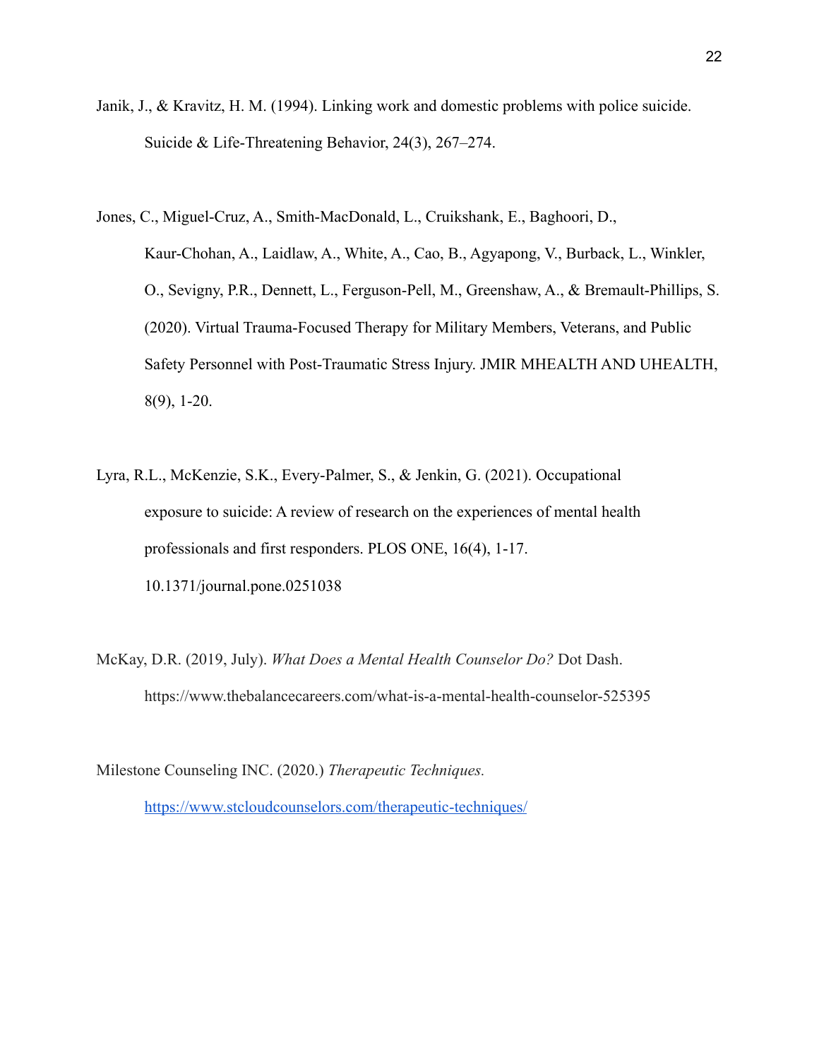Janik, J., & Kravitz, H. M. (1994). Linking work and domestic problems with police suicide. Suicide & Life-Threatening Behavior, 24(3), 267–274.

Jones, C., Miguel-Cruz, A., Smith-MacDonald, L., Cruikshank, E., Baghoori, D., Kaur-Chohan, A., Laidlaw, A., White, A., Cao, B., Agyapong, V., Burback, L., Winkler, O., Sevigny, P.R., Dennett, L., Ferguson-Pell, M., Greenshaw, A., & Bremault-Phillips, S. (2020). Virtual Trauma-Focused Therapy for Military Members, Veterans, and Public Safety Personnel with Post-Traumatic Stress Injury. JMIR MHEALTH AND UHEALTH, 8(9), 1-20.

Lyra, R.L., McKenzie, S.K., Every-Palmer, S., & Jenkin, G. (2021). Occupational exposure to suicide: A review of research on the experiences of mental health professionals and first responders. PLOS ONE, 16(4), 1-17. 10.1371/journal.pone.0251038

McKay, D.R. (2019, July). *What Does a Mental Health Counselor Do?* Dot Dash. https://www.thebalancecareers.com/what-is-a-mental-health-counselor-525395

Milestone Counseling INC. (2020.) *Therapeutic Techniques.* [https://www.stcloudcounselors.com/therapeutic-techniques/](https://www.stcloudcounselors.com/therapeutic-techniques/)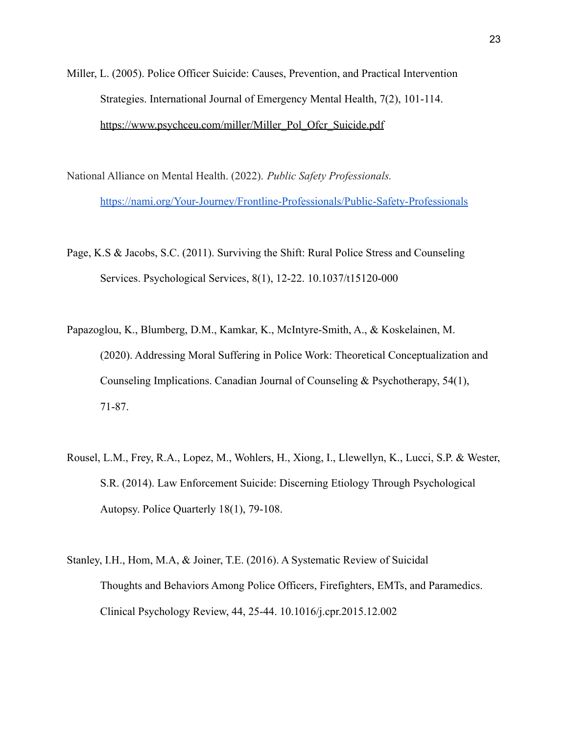Miller, L. (2005). Police Officer Suicide: Causes, Prevention, and Practical Intervention Strategies. International Journal of Emergency Mental Health, 7(2), 101-114. https://www.psychceu.com/miller/Miller_Pol_Ofcr_Suicide.pdf

National Alliance on Mental Health. (2022). *Public Safety Professionals.* https://nami.org/Your-Journey/Frontline-Professionals/Public-Safety-Professionals

Page, K.S & Jacobs, S.C. (2011). Surviving the Shift: Rural Police Stress and Counseling Services. Psychological Services, 8(1), 12-22. 10.1037/t15120-000

Papazoglou, K., Blumberg, D.M., Kamkar, K., McIntyre-Smith, A., & Koskelainen, M. (2020). Addressing Moral Suffering in Police Work: Theoretical Conceptualization and Counseling Implications. Canadian Journal of Counseling & Psychotherapy, 54(1), 71-87.

Rousel, L.M., Frey, R.A., Lopez, M., Wohlers, H., Xiong, I., Llewellyn, K., Lucci, S.P. & Wester, S.R. (2014). Law Enforcement Suicide: Discerning Etiology Through Psychological Autopsy. Police Quarterly 18(1), 79-108.

Stanley, I.H., Hom, M.A, & Joiner, T.E. (2016). A Systematic Review of Suicidal Thoughts and Behaviors Among Police Officers, Firefighters, EMTs, and Paramedics. Clinical Psychology Review, 44, 25-44. 10.1016/j.cpr.2015.12.002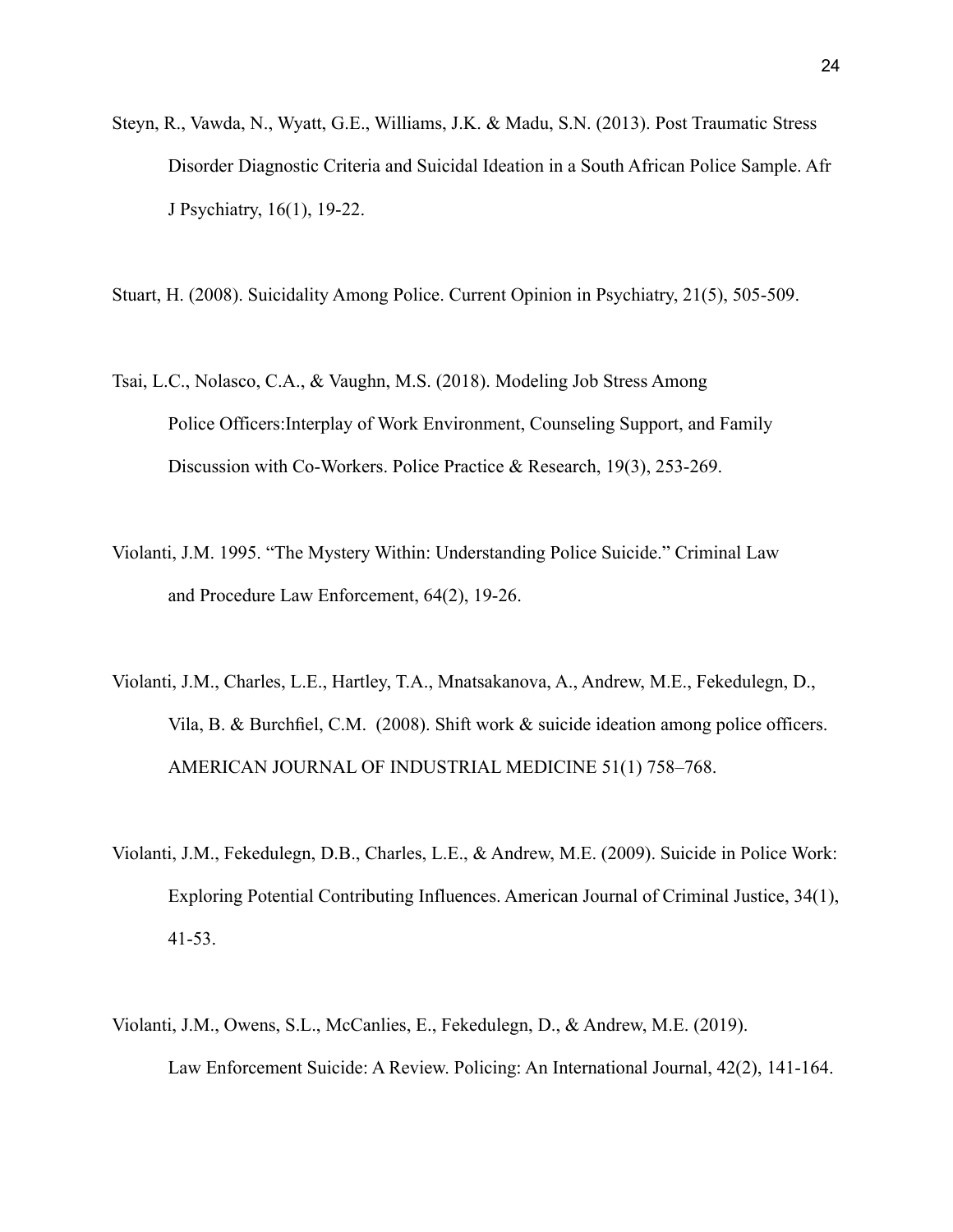Steyn, R., Vawda, N., Wyatt, G.E., Williams, J.K. & Madu, S.N. (2013). Post Traumatic Stress Disorder Diagnostic Criteria and Suicidal Ideation in a South African Police Sample. Afr J Psychiatry, 16(1), 19-22.

Stuart, H. (2008). Suicidality Among Police. Current Opinion in Psychiatry, 21(5), 505-509.

Tsai, L.C., Nolasco, C.A., & Vaughn, M.S. (2018). Modeling Job Stress Among Police Officers:Interplay of Work Environment, Counseling Support, and Family Discussion with Co-Workers. Police Practice & Research, 19(3), 253-269.

Violanti, J.M. 1995. "The Mystery Within: Understanding Police Suicide." Criminal Law and Procedure Law Enforcement, 64(2), 19-26.

Violanti, J.M., Charles, L.E., Hartley, T.A., Mnatsakanova, A., Andrew, M.E., Fekedulegn, D., Vila, B. & Burchfiel, C.M. (2008). Shift work & suicide ideation among police officers. AMERICAN JOURNAL OF INDUSTRIAL MEDICINE 51(1) 758–768.

Violanti, J.M., Fekedulegn, D.B., Charles, L.E., & Andrew, M.E. (2009). Suicide in Police Work: Exploring Potential Contributing Influences. American Journal of Criminal Justice, 34(1), 41-53.

Violanti, J.M., Owens, S.L., McCanlies, E., Fekedulegn, D., & Andrew, M.E. (2019). Law Enforcement Suicide: A Review. Policing: An International Journal, 42(2), 141-164.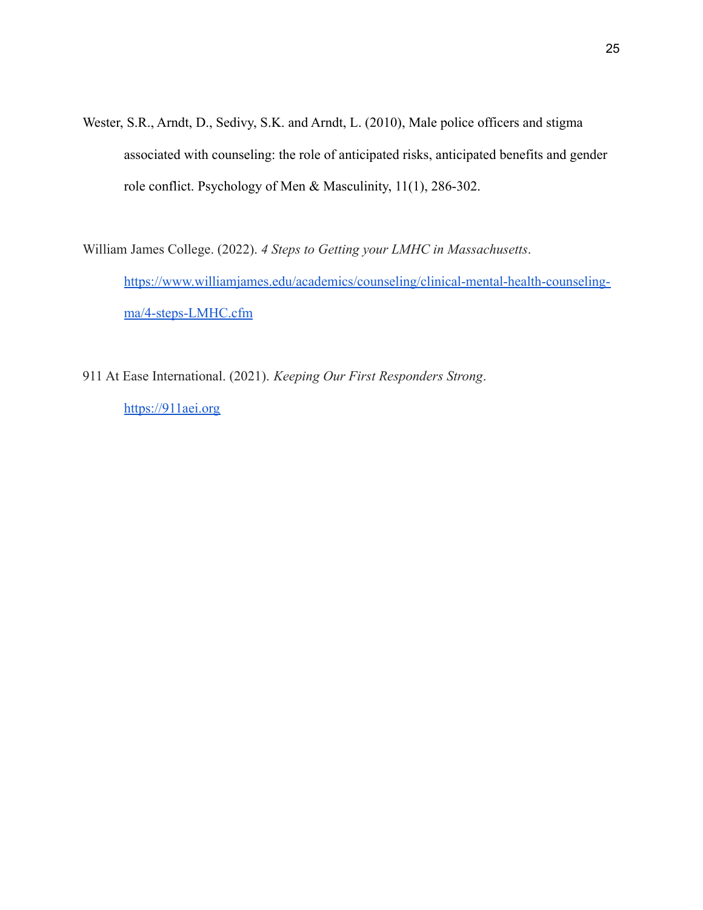Wester, S.R., Arndt, D., Sedivy, S.K. and Arndt, L. (2010), Male police officers and stigma associated with counseling: the role of anticipated risks, anticipated benefits and gender role conflict. Psychology of Men & Masculinity, 11(1), 286-302.

William James College. (2022). *4 Steps to Getting your LMHC in Massachusetts*. https://www.williamjames.edu/academics/counseling/clinical-mental-health-counseling-ma/4-steps-LMHC.cfm

911 At Ease International. (2021). *Keeping Our First Responders Strong*. https://911aei.org